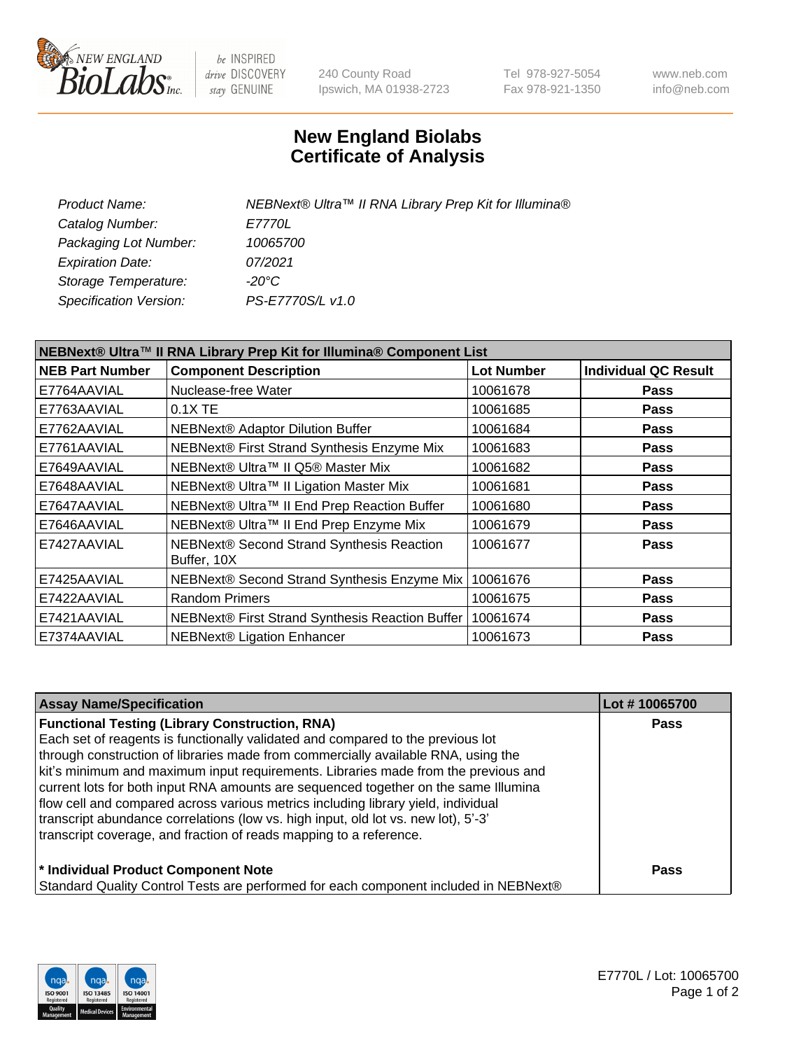# New England Biolabs Certificate of Analysis

| | |
|---|---|
| *Product Name:* | *NEBNext® Ultra™ II RNA Library Prep Kit for Illumina®* |
| *Catalog Number:* | *E7770L* |
| *Packaging Lot Number:* | *10065700* |
| *Expiration Date:* | *07/2021* |
| *Storage Temperature:* | *-20°C* |
| *Specification Version:* | *PS-E7770S/L v1.0* |

**NEBNext® Ultra™ II RNA Library Prep Kit for Illumina® Component List**

| NEB Part Number | Component Description | Lot Number | Individual QC Result |
|---|---|---|---|
| E7764AAVIAL | Nuclease-free Water | 10061678 | **Pass** |
| E7763AAVIAL | 0.1X TE | 10061685 | **Pass** |
| E7762AAVIAL | NEBNext® Adaptor Dilution Buffer | 10061684 | **Pass** |
| E7761AAVIAL | NEBNext® First Strand Synthesis Enzyme Mix | 10061683 | **Pass** |
| E7649AAVIAL | NEBNext® Ultra™ II Q5® Master Mix | 10061682 | **Pass** |
| E7648AAVIAL | NEBNext® Ultra™ II Ligation Master Mix | 10061681 | **Pass** |
| E7647AAVIAL | NEBNext® Ultra™ II End Prep Reaction Buffer | 10061680 | **Pass** |
| E7646AAVIAL | NEBNext® Ultra™ II End Prep Enzyme Mix | 10061679 | **Pass** |
| E7427AAVIAL | NEBNext® Second Strand Synthesis Reaction Buffer, 10X | 10061677 | **Pass** |
| E7425AAVIAL | NEBNext® Second Strand Synthesis Enzyme Mix | 10061676 | **Pass** |
| E7422AAVIAL | Random Primers | 10061675 | **Pass** |
| E7421AAVIAL | NEBNext® First Strand Synthesis Reaction Buffer | 10061674 | **Pass** |
| E7374AAVIAL | NEBNext® Ligation Enhancer | 10061673 | **Pass** |

| Assay Name/Specification | Lot # 10065700 |
|---|---|
| **Functional Testing (Library Construction, RNA)**<br>Each set of reagents is functionally validated and compared to the previous lot through construction of libraries made from commercially available RNA, using the kit's minimum and maximum input requirements. Libraries made from the previous and current lots for both input RNA amounts are sequenced together on the same Illumina flow cell and compared across various metrics including library yield, individual transcript abundance correlations (low vs. high input, old lot vs. new lot), 5'-3' transcript coverage, and fraction of reads mapping to a reference. | **Pass** |
| **\* Individual Product Component Note**<br>Standard Quality Control Tests are performed for each component included in NEBNext® | **Pass** |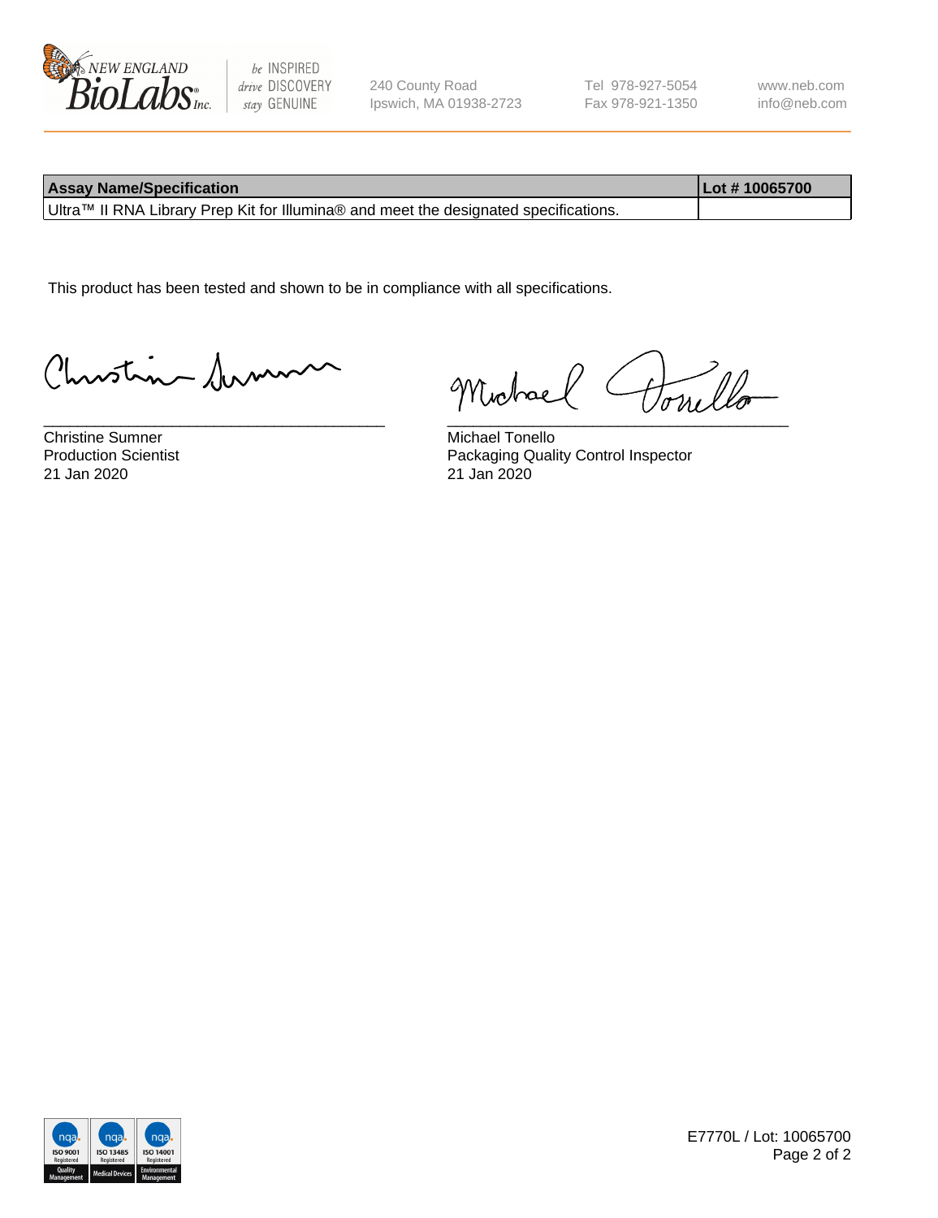| Assay Name/Specification | Lot # 10065700 |
|---|---|
| Ultra™ II RNA Library Prep Kit for Illumina® and meet the designated specifications. | |

This product has been tested and shown to be in compliance with all specifications.

Christine Sumner
Production Scientist
21 Jan 2020

Michael Tonello
Packaging Quality Control Inspector
21 Jan 2020

E7770L / Lot: 10065700